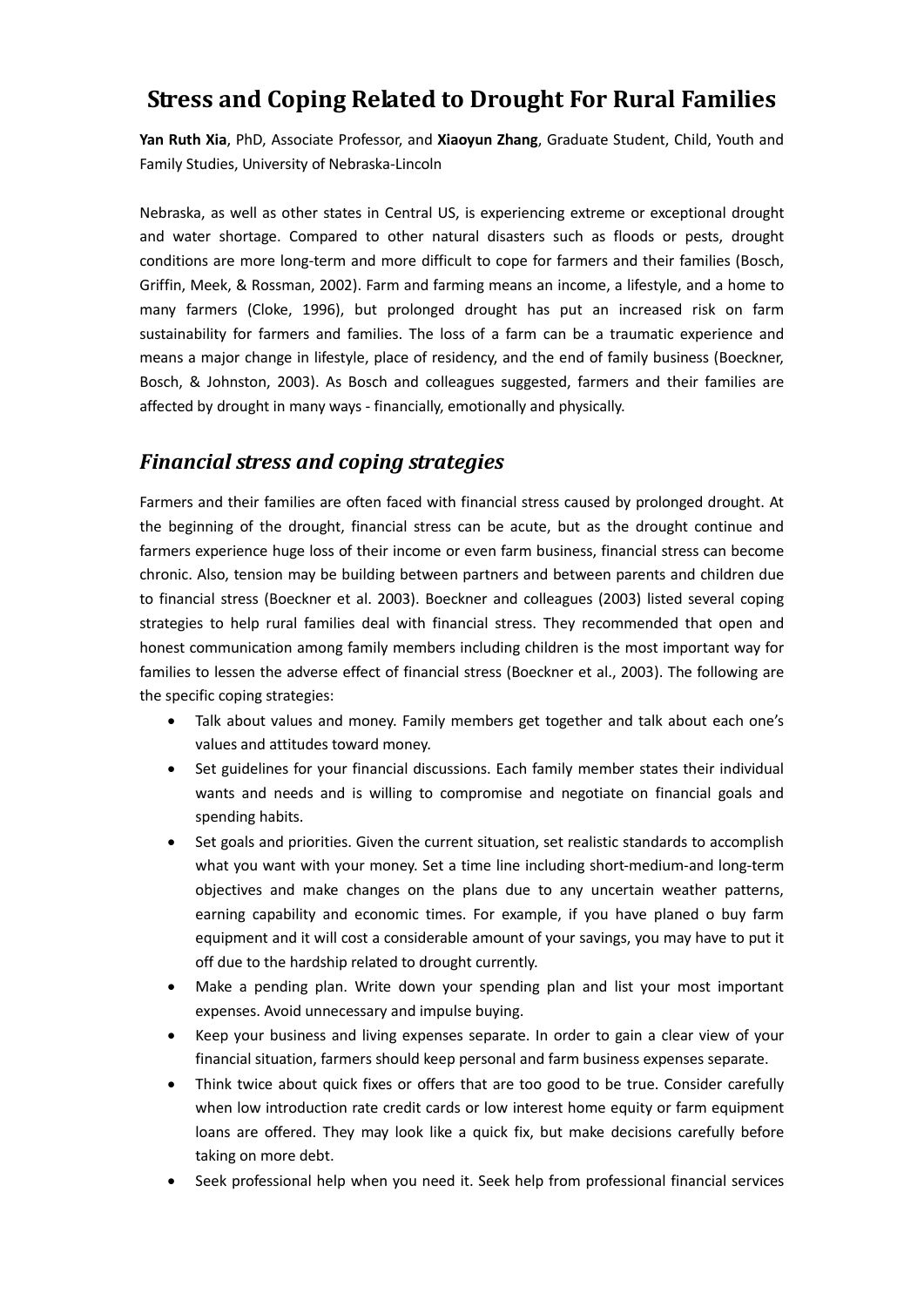# Stress and Coping Related to Drought For Rural Families

**Yan Ruth Xia**, PhD, Associate Professor, and **Xiaoyun Zhang**, Graduate Student, Child, Youth and Family Studies, University of Nebraska-Lincoln

Nebraska, as well as other states in Central US, is experiencing extreme or exceptional drought and water shortage. Compared to other natural disasters such as floods or pests, drought conditions are more long-term and more difficult to cope for farmers and their families (Bosch, Griffin, Meek, & Rossman, 2002). Farm and farming means an income, a lifestyle, and a home to many farmers (Cloke, 1996), but prolonged drought has put an increased risk on farm sustainability for farmers and families. The loss of a farm can be a traumatic experience and means a major change in lifestyle, place of residency, and the end of family business (Boeckner, Bosch, & Johnston, 2003). As Bosch and colleagues suggested, farmers and their families are affected by drought in many ways - financially, emotionally and physically.

## *Financial stress and coping strategies*

Farmers and their families are often faced with financial stress caused by prolonged drought. At the beginning of the drought, financial stress can be acute, but as the drought continue and farmers experience huge loss of their income or even farm business, financial stress can become chronic. Also, tension may be building between partners and between parents and children due to financial stress (Boeckner et al. 2003). Boeckner and colleagues (2003) listed several coping strategies to help rural families deal with financial stress. They recommended that open and honest communication among family members including children is the most important way for families to lessen the adverse effect of financial stress (Boeckner et al., 2003). The following are the specific coping strategies:

- Talk about values and money. Family members get together and talk about each one's values and attitudes toward money.
- Set guidelines for your financial discussions. Each family member states their individual wants and needs and is willing to compromise and negotiate on financial goals and spending habits.
- Set goals and priorities. Given the current situation, set realistic standards to accomplish what you want with your money. Set a time line including short-medium-and long-term objectives and make changes on the plans due to any uncertain weather patterns, earning capability and economic times. For example, if you have planed o buy farm equipment and it will cost a considerable amount of your savings, you may have to put it off due to the hardship related to drought currently.
- Make a pending plan. Write down your spending plan and list your most important expenses. Avoid unnecessary and impulse buying.
- Keep your business and living expenses separate. In order to gain a clear view of your financial situation, farmers should keep personal and farm business expenses separate.
- Think twice about quick fixes or offers that are too good to be true. Consider carefully when low introduction rate credit cards or low interest home equity or farm equipment loans are offered. They may look like a quick fix, but make decisions carefully before taking on more debt.
- Seek professional help when you need it. Seek help from professional financial services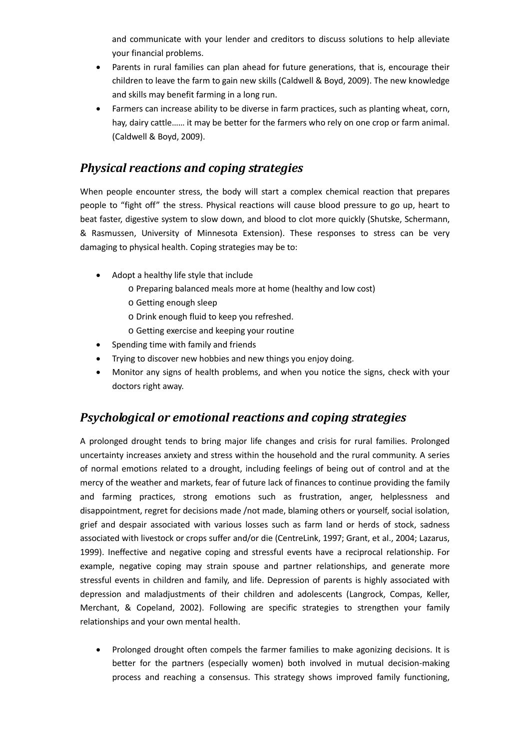and communicate with your lender and creditors to discuss solutions to help alleviate your financial problems.

- Parents in rural families can plan ahead for future generations, that is, encourage their children to leave the farm to gain new skills (Caldwell & Boyd, 2009). The new knowledge and skills may benefit farming in a long run.
- Farmers can increase ability to be diverse in farm practices, such as planting wheat, corn, hay, dairy cattle…… it may be better for the farmers who rely on one crop or farm animal. (Caldwell & Boyd, 2009).

## *Physical reactions and coping strategies*

When people encounter stress, the body will start a complex chemical reaction that prepares people to "fight off" the stress. Physical reactions will cause blood pressure to go up, heart to beat faster, digestive system to slow down, and blood to clot more quickly (Shutske, Schermann, & Rasmussen, University of Minnesota Extension). These responses to stress can be very damaging to physical health. Coping strategies may be to:

- Adopt a healthy life style that include
  - Preparing balanced meals more at home (healthy and low cost)
  - Getting enough sleep
  - Drink enough fluid to keep you refreshed.
  - Getting exercise and keeping your routine
- Spending time with family and friends
- Trying to discover new hobbies and new things you enjoy doing.
- Monitor any signs of health problems, and when you notice the signs, check with your doctors right away.

## *Psychological or emotional reactions and coping strategies*

A prolonged drought tends to bring major life changes and crisis for rural families. Prolonged uncertainty increases anxiety and stress within the household and the rural community. A series of normal emotions related to a drought, including feelings of being out of control and at the mercy of the weather and markets, fear of future lack of finances to continue providing the family and farming practices, strong emotions such as frustration, anger, helplessness and disappointment, regret for decisions made /not made, blaming others or yourself, social isolation, grief and despair associated with various losses such as farm land or herds of stock, sadness associated with livestock or crops suffer and/or die (CentreLink, 1997; Grant, et al., 2004; Lazarus, 1999). Ineffective and negative coping and stressful events have a reciprocal relationship. For example, negative coping may strain spouse and partner relationships, and generate more stressful events in children and family, and life. Depression of parents is highly associated with depression and maladjustments of their children and adolescents (Langrock, Compas, Keller, Merchant, & Copeland, 2002). Following are specific strategies to strengthen your family relationships and your own mental health.

- Prolonged drought often compels the farmer families to make agonizing decisions. It is better for the partners (especially women) both involved in mutual decision-making process and reaching a consensus. This strategy shows improved family functioning,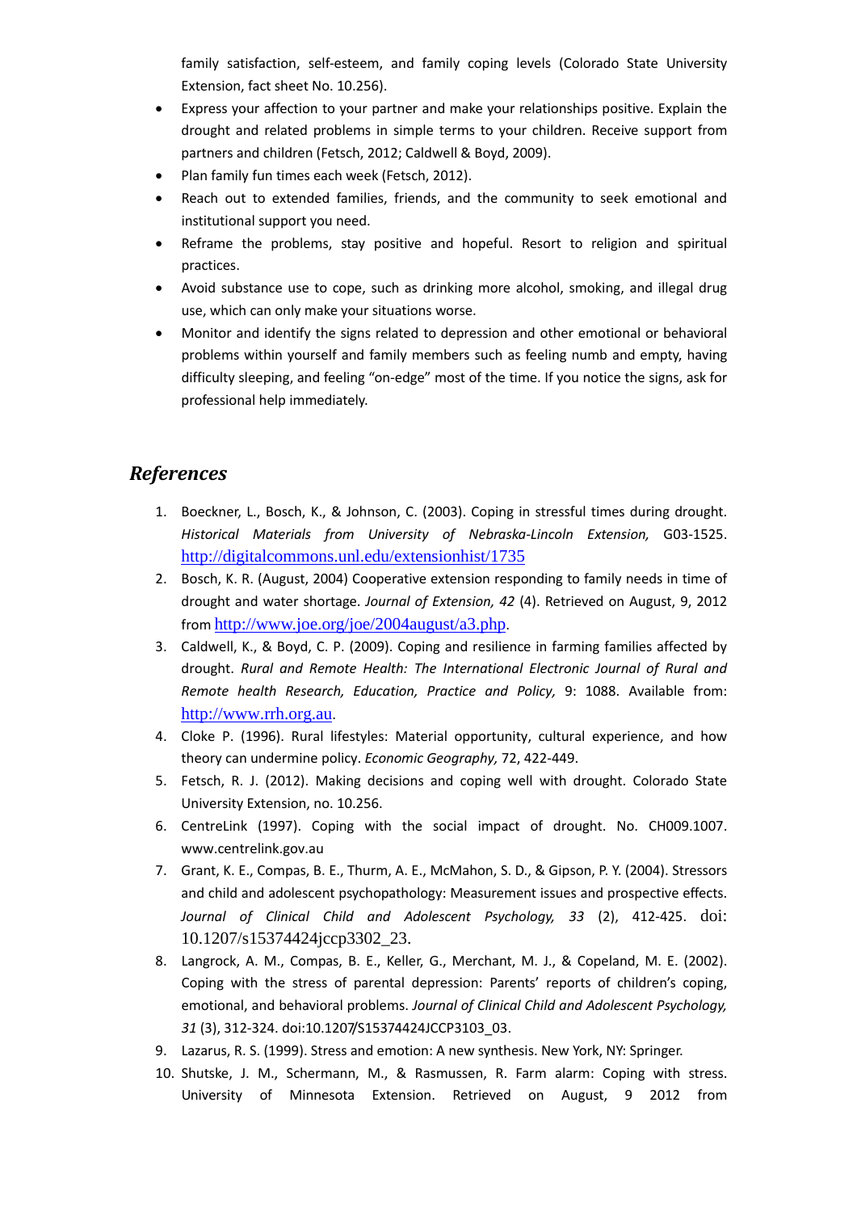family satisfaction, self-esteem, and family coping levels (Colorado State University Extension, fact sheet No. 10.256).

- Express your affection to your partner and make your relationships positive. Explain the drought and related problems in simple terms to your children. Receive support from partners and children (Fetsch, 2012; Caldwell & Boyd, 2009).
- Plan family fun times each week (Fetsch, 2012).
- Reach out to extended families, friends, and the community to seek emotional and institutional support you need.
- Reframe the problems, stay positive and hopeful. Resort to religion and spiritual practices.
- Avoid substance use to cope, such as drinking more alcohol, smoking, and illegal drug use, which can only make your situations worse.
- Monitor and identify the signs related to depression and other emotional or behavioral problems within yourself and family members such as feeling numb and empty, having difficulty sleeping, and feeling "on-edge" most of the time. If you notice the signs, ask for professional help immediately.

## References

1. Boeckner, L., Bosch, K., & Johnson, C. (2003). Coping in stressful times during drought. *Historical Materials from University of Nebraska-Lincoln Extension,* G03-1525. http://digitalcommons.unl.edu/extensionhist/1735
2. Bosch, K. R. (August, 2004) Cooperative extension responding to family needs in time of drought and water shortage. *Journal of Extension, 42* (4). Retrieved on August, 9, 2012 from http://www.joe.org/joe/2004august/a3.php.
3. Caldwell, K., & Boyd, C. P. (2009). Coping and resilience in farming families affected by drought. *Rural and Remote Health: The International Electronic Journal of Rural and Remote health Research, Education, Practice and Policy,* 9: 1088. Available from: http://www.rrh.org.au.
4. Cloke P. (1996). Rural lifestyles: Material opportunity, cultural experience, and how theory can undermine policy. *Economic Geography,* 72, 422-449.
5. Fetsch, R. J. (2012). Making decisions and coping well with drought. Colorado State University Extension, no. 10.256.
6. CentreLink (1997). Coping with the social impact of drought. No. CH009.1007. www.centrelink.gov.au
7. Grant, K. E., Compas, B. E., Thurm, A. E., McMahon, S. D., & Gipson, P. Y. (2004). Stressors and child and adolescent psychopathology: Measurement issues and prospective effects. *Journal of Clinical Child and Adolescent Psychology, 33* (2), 412-425. doi: 10.1207/s15374424jccp3302_23.
8. Langrock, A. M., Compas, B. E., Keller, G., Merchant, M. J., & Copeland, M. E. (2002). Coping with the stress of parental depression: Parents' reports of children's coping, emotional, and behavioral problems. *Journal of Clinical Child and Adolescent Psychology, 31* (3), 312-324. doi:10.1207/S15374424JCCP3103_03.
9. Lazarus, R. S. (1999). Stress and emotion: A new synthesis. New York, NY: Springer.
10. Shutske, J. M., Schermann, M., & Rasmussen, R. Farm alarm: Coping with stress. University of Minnesota Extension. Retrieved on August, 9 2012 from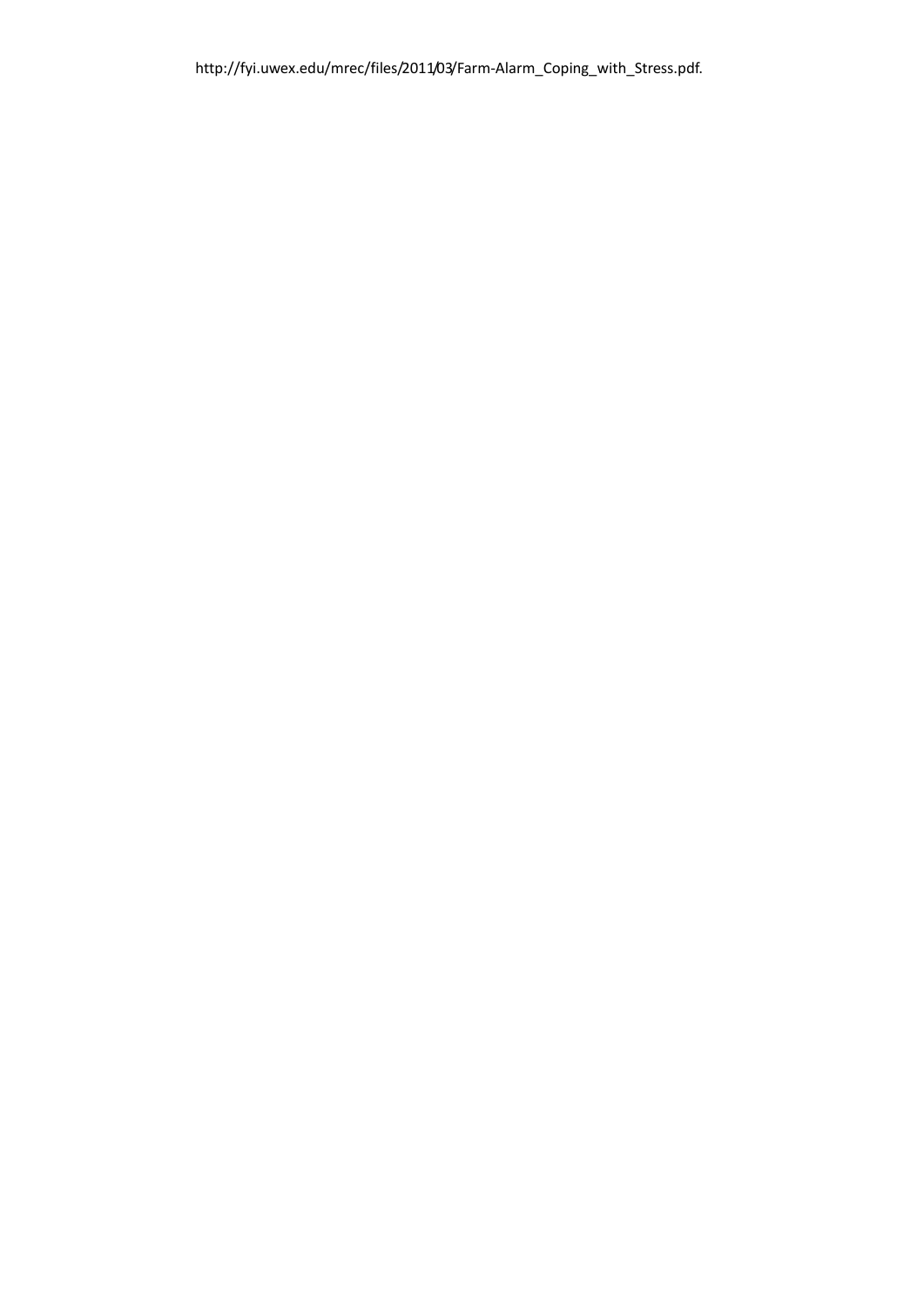http://fyi.uwex.edu/mrec/files/2011/03/Farm-Alarm_Coping_with_Stress.pdf.